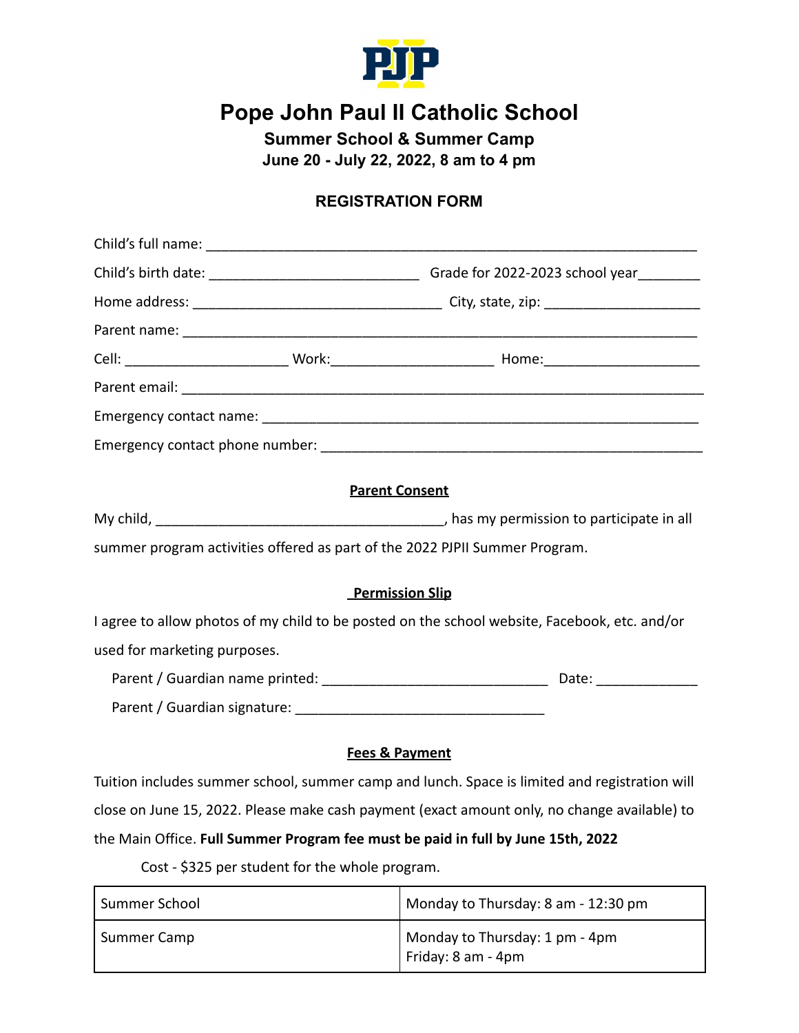# Pope John Paul II Catholic School

## Summer School & Summer Camp

**June 20 - July 22, 2022, 8 am to 4 pm**

### REGISTRATION FORM

Child's full name: ___________________________________________________________________

Child's birth date: ___________________________ Grade for 2022-2023 school year________

Home address: ________________________________ City, state, zip: ____________________

Parent name: _____________________________________________________________________

Cell: ____________________ Work:____________________ Home:____________________

Parent email: _____________________________________________________________________

Emergency contact name: ___________________________________________________________

Emergency contact phone number: ___________________________________________________

**Parent Consent**

My child, _____________________________________, has my permission to participate in all summer program activities offered as part of the 2022 PJPII Summer Program.

**Permission Slip**

I agree to allow photos of my child to be posted on the school website, Facebook, etc. and/or used for marketing purposes.

Parent / Guardian name printed: _____________________________ Date: ____________

Parent / Guardian signature: ________________________________

**Fees & Payment**

Tuition includes summer school, summer camp and lunch. Space is limited and registration will close on June 15, 2022. Please make cash payment (exact amount only, no change available) to the Main Office. **Full Summer Program fee must be paid in full by June 15th, 2022**

Cost - $325 per student for the whole program.

| Summer School | Monday to Thursday: 8 am - 12:30 pm |
|---|---|
| Summer Camp | Monday to Thursday: 1 pm - 4pm<br>Friday: 8 am - 4pm |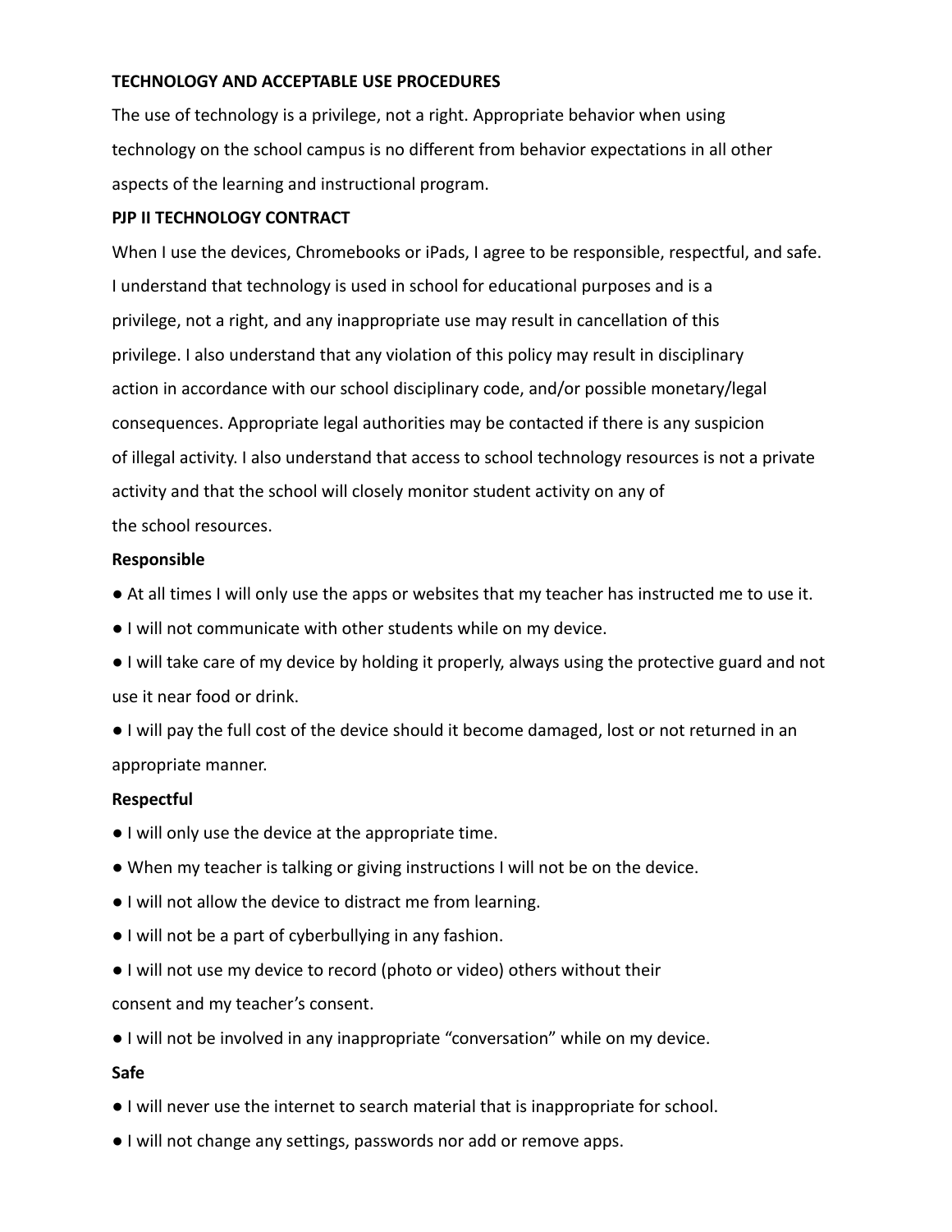**TECHNOLOGY AND ACCEPTABLE USE PROCEDURES**

The use of technology is a privilege, not a right. Appropriate behavior when using technology on the school campus is no different from behavior expectations in all other aspects of the learning and instructional program.

**PJP II TECHNOLOGY CONTRACT**

When I use the devices, Chromebooks or iPads, I agree to be responsible, respectful, and safe. I understand that technology is used in school for educational purposes and is a privilege, not a right, and any inappropriate use may result in cancellation of this privilege. I also understand that any violation of this policy may result in disciplinary action in accordance with our school disciplinary code, and/or possible monetary/legal consequences. Appropriate legal authorities may be contacted if there is any suspicion of illegal activity. I also understand that access to school technology resources is not a private activity and that the school will closely monitor student activity on any of the school resources.

**Responsible**

- At all times I will only use the apps or websites that my teacher has instructed me to use it.
- I will not communicate with other students while on my device.
- I will take care of my device by holding it properly, always using the protective guard and not use it near food or drink.
- I will pay the full cost of the device should it become damaged, lost or not returned in an appropriate manner.

**Respectful**

- I will only use the device at the appropriate time.
- When my teacher is talking or giving instructions I will not be on the device.
- I will not allow the device to distract me from learning.
- I will not be a part of cyberbullying in any fashion.
- I will not use my device to record (photo or video) others without their consent and my teacher's consent.
- I will not be involved in any inappropriate "conversation" while on my device.

**Safe**

- I will never use the internet to search material that is inappropriate for school.
- I will not change any settings, passwords nor add or remove apps.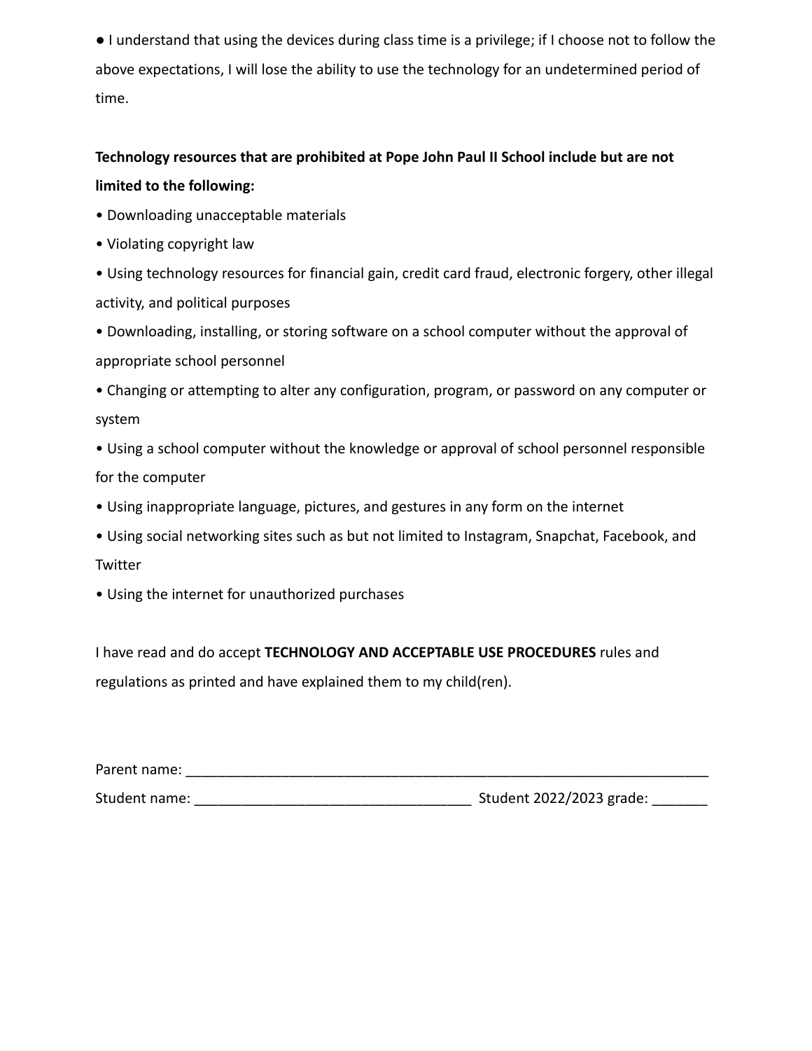- I understand that using the devices during class time is a privilege; if I choose not to follow the above expectations, I will lose the ability to use the technology for an undetermined period of time.

**Technology resources that are prohibited at Pope John Paul II School include but are not limited to the following:**

- Downloading unacceptable materials
- Violating copyright law
- Using technology resources for financial gain, credit card fraud, electronic forgery, other illegal activity, and political purposes
- Downloading, installing, or storing software on a school computer without the approval of appropriate school personnel
- Changing or attempting to alter any configuration, program, or password on any computer or system
- Using a school computer without the knowledge or approval of school personnel responsible for the computer
- Using inappropriate language, pictures, and gestures in any form on the internet
- Using social networking sites such as but not limited to Instagram, Snapchat, Facebook, and Twitter
- Using the internet for unauthorized purchases

I have read and do accept **TECHNOLOGY AND ACCEPTABLE USE PROCEDURES** rules and regulations as printed and have explained them to my child(ren).

Parent name: ____________________________________________________________________

Student name: ___________________________________ Student 2022/2023 grade: _______